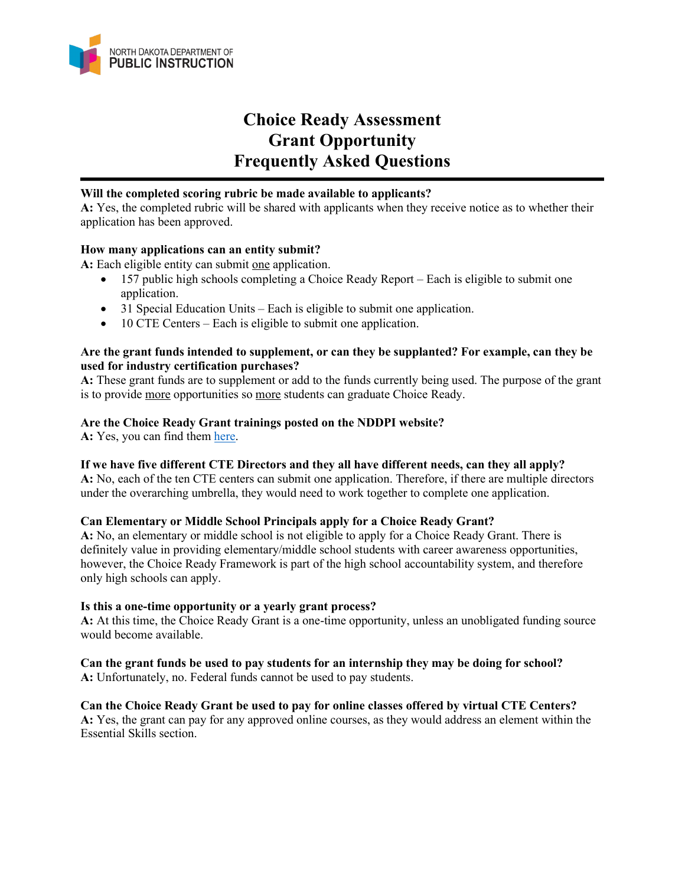NORTH DAKOTA DEPARTMENT OF
**PUBLIC INSTRUCTION**

# Choice Ready Assessment Grant Opportunity Frequently Asked Questions

**Will the completed scoring rubric be made available to applicants?**
**A:** Yes, the completed rubric will be shared with applicants when they receive notice as to whether their application has been approved.

**How many applications can an entity submit?**
**A:** Each eligible entity can submit one application.

- 157 public high schools completing a Choice Ready Report – Each is eligible to submit one application.
- 31 Special Education Units – Each is eligible to submit one application.
- 10 CTE Centers – Each is eligible to submit one application.

**Are the grant funds intended to supplement, or can they be supplanted? For example, can they be used for industry certification purchases?**
**A:** These grant funds are to supplement or add to the funds currently being used. The purpose of the grant is to provide more opportunities so more students can graduate Choice Ready.

**Are the Choice Ready Grant trainings posted on the NDDPI website?**
**A:** Yes, you can find them here.

**If we have five different CTE Directors and they all have different needs, can they all apply?**
**A:** No, each of the ten CTE centers can submit one application. Therefore, if there are multiple directors under the overarching umbrella, they would need to work together to complete one application.

**Can Elementary or Middle School Principals apply for a Choice Ready Grant?**
**A:** No, an elementary or middle school is not eligible to apply for a Choice Ready Grant. There is definitely value in providing elementary/middle school students with career awareness opportunities, however, the Choice Ready Framework is part of the high school accountability system, and therefore only high schools can apply.

**Is this a one-time opportunity or a yearly grant process?**
**A:** At this time, the Choice Ready Grant is a one-time opportunity, unless an unobligated funding source would become available.

**Can the grant funds be used to pay students for an internship they may be doing for school?**
**A:** Unfortunately, no. Federal funds cannot be used to pay students.

**Can the Choice Ready Grant be used to pay for online classes offered by virtual CTE Centers?**
**A:** Yes, the grant can pay for any approved online courses, as they would address an element within the Essential Skills section.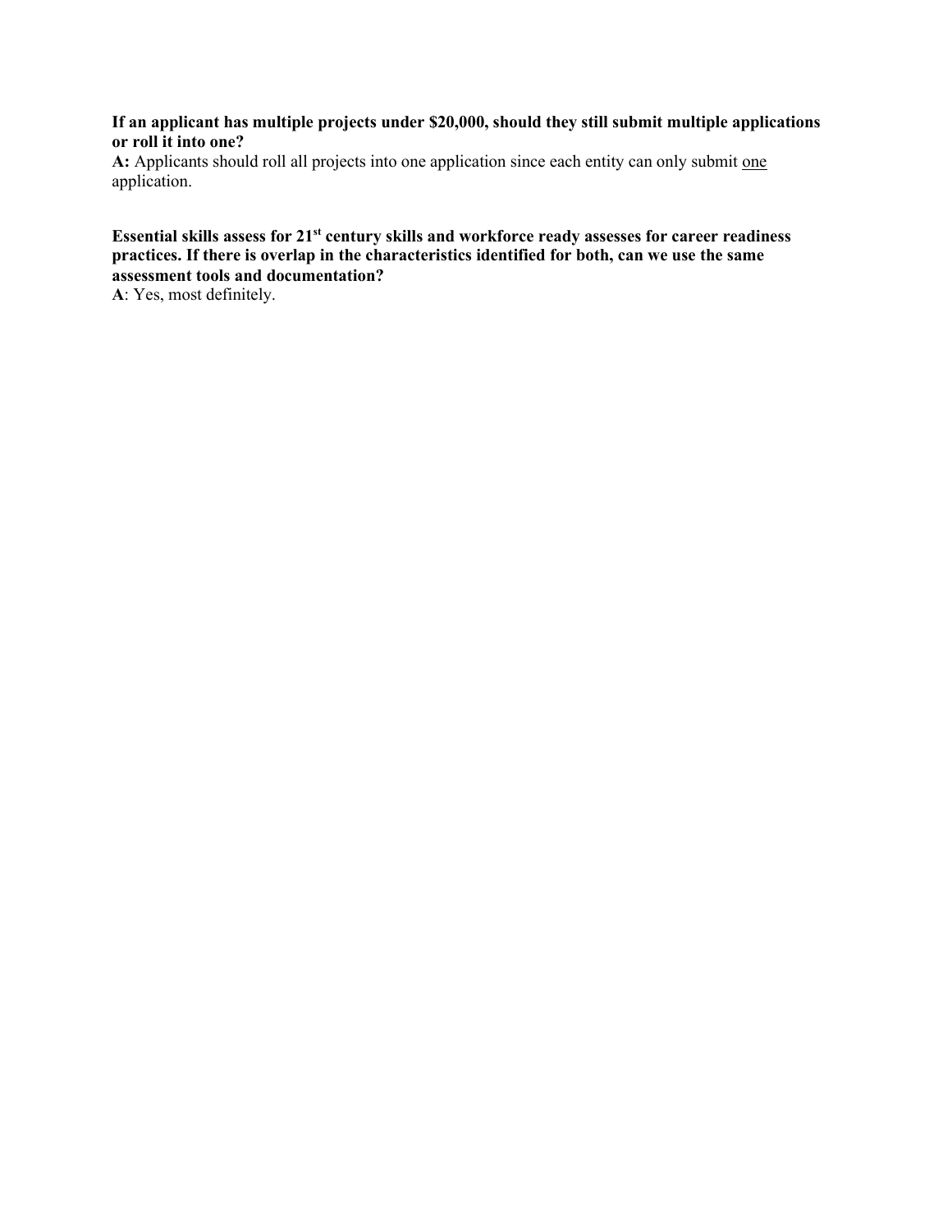**If an applicant has multiple projects under $20,000, should they still submit multiple applications or roll it into one?**

**A:** Applicants should roll all projects into one application since each entity can only submit one application.

**Essential skills assess for 21st century skills and workforce ready assesses for career readiness practices. If there is overlap in the characteristics identified for both, can we use the same assessment tools and documentation?**

**A**: Yes, most definitely.